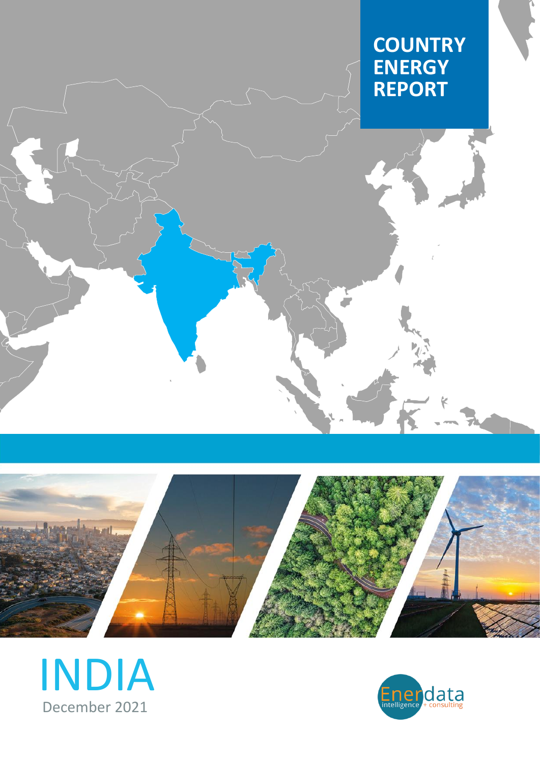# COUNTRY ENERGY REPORT

# INDIA

December 2021

Enerdata intelligence + consulting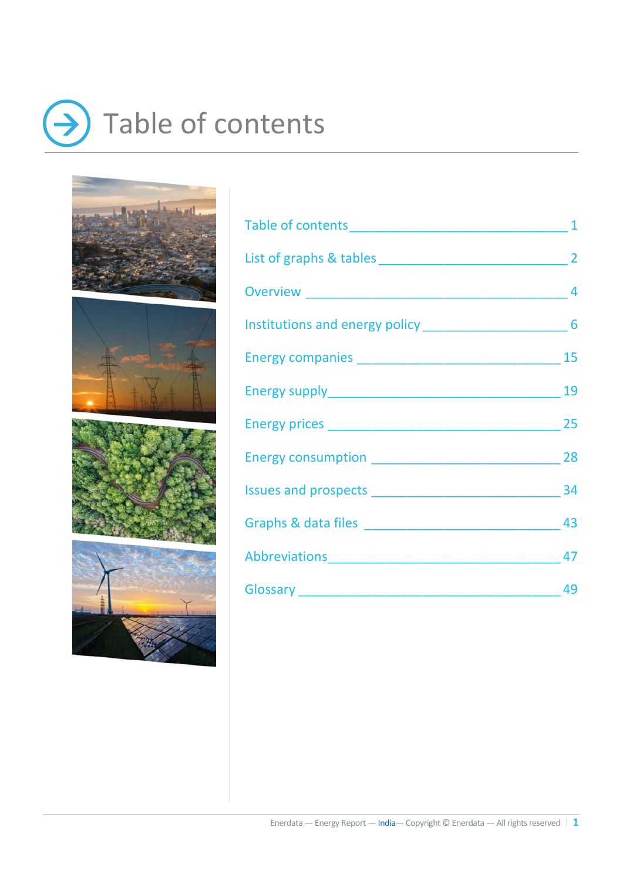# Table of contents

| | |
|---|---|
| Table of contents | 1 |
| List of graphs & tables | 2 |
| Overview | 4 |
| Institutions and energy policy | 6 |
| Energy companies | 15 |
| Energy supply | 19 |
| Energy prices | 25 |
| Energy consumption | 28 |
| Issues and prospects | 34 |
| Graphs & data files | 43 |
| Abbreviations | 47 |
| Glossary | 49 |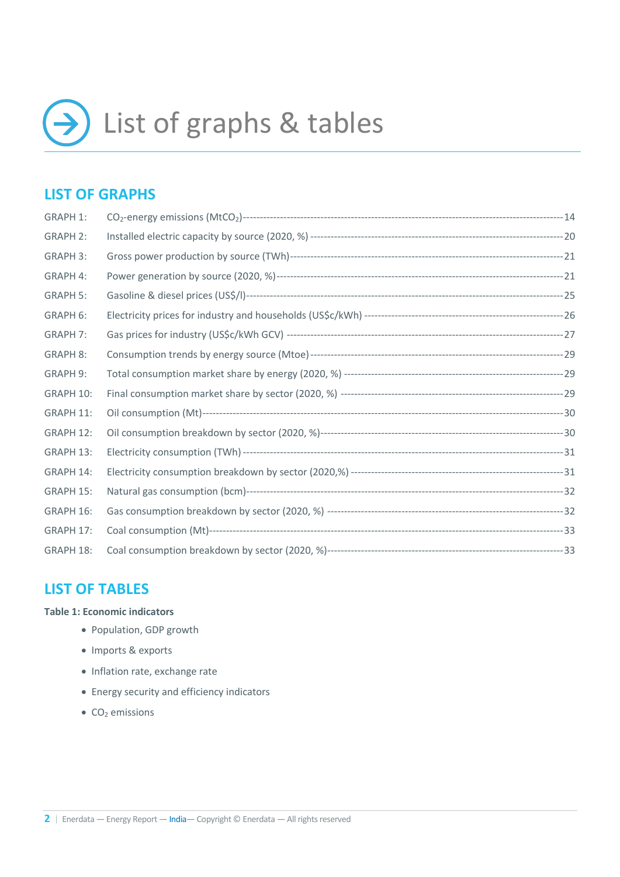# List of graphs & tables

## LIST OF GRAPHS

GRAPH 1: $CO_2$-energy emissions ($MtCO_2$)---14
GRAPH 2: Installed electric capacity by source (2020, %) ---20
GRAPH 3: Gross power production by source (TWh)---21
GRAPH 4: Power generation by source (2020, %)---21
GRAPH 5: Gasoline & diesel prices (US$/l)---25
GRAPH 6: Electricity prices for industry and households (US$c/kWh) ---26
GRAPH 7: Gas prices for industry (US$c/kWh GCV) ---27
GRAPH 8: Consumption trends by energy source (Mtoe)---29
GRAPH 9: Total consumption market share by energy (2020, %) ---29
GRAPH 10: Final consumption market share by sector (2020, %) ---29
GRAPH 11: Oil consumption (Mt)---30
GRAPH 12: Oil consumption breakdown by sector (2020, %)---30
GRAPH 13: Electricity consumption (TWh) ---31
GRAPH 14: Electricity consumption breakdown by sector (2020,%) ---31
GRAPH 15: Natural gas consumption (bcm)---32
GRAPH 16: Gas consumption breakdown by sector (2020, %) ---32
GRAPH 17: Coal consumption (Mt)---33
GRAPH 18: Coal consumption breakdown by sector (2020, %)---33

## LIST OF TABLES

**Table 1: Economic indicators**

- Population, GDP growth
- Imports & exports
- Inflation rate, exchange rate
- Energy security and efficiency indicators
- $CO_2$ emissions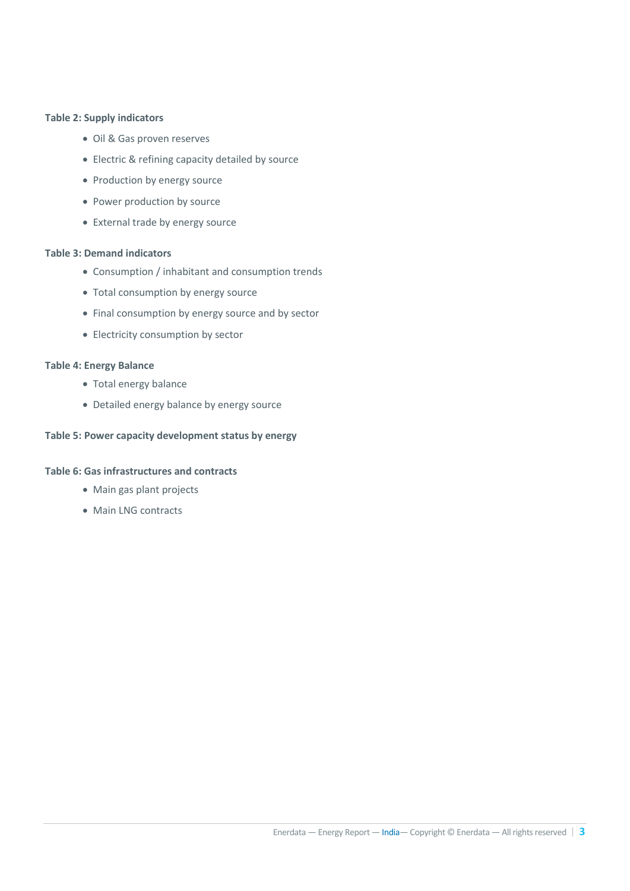**Table 2: Supply indicators**

- Oil & Gas proven reserves
- Electric & refining capacity detailed by source
- Production by energy source
- Power production by source
- External trade by energy source

**Table 3: Demand indicators**

- Consumption / inhabitant and consumption trends
- Total consumption by energy source
- Final consumption by energy source and by sector
- Electricity consumption by sector

**Table 4: Energy Balance**

- Total energy balance
- Detailed energy balance by energy source

**Table 5: Power capacity development status by energy**

**Table 6: Gas infrastructures and contracts**

- Main gas plant projects
- Main LNG contracts